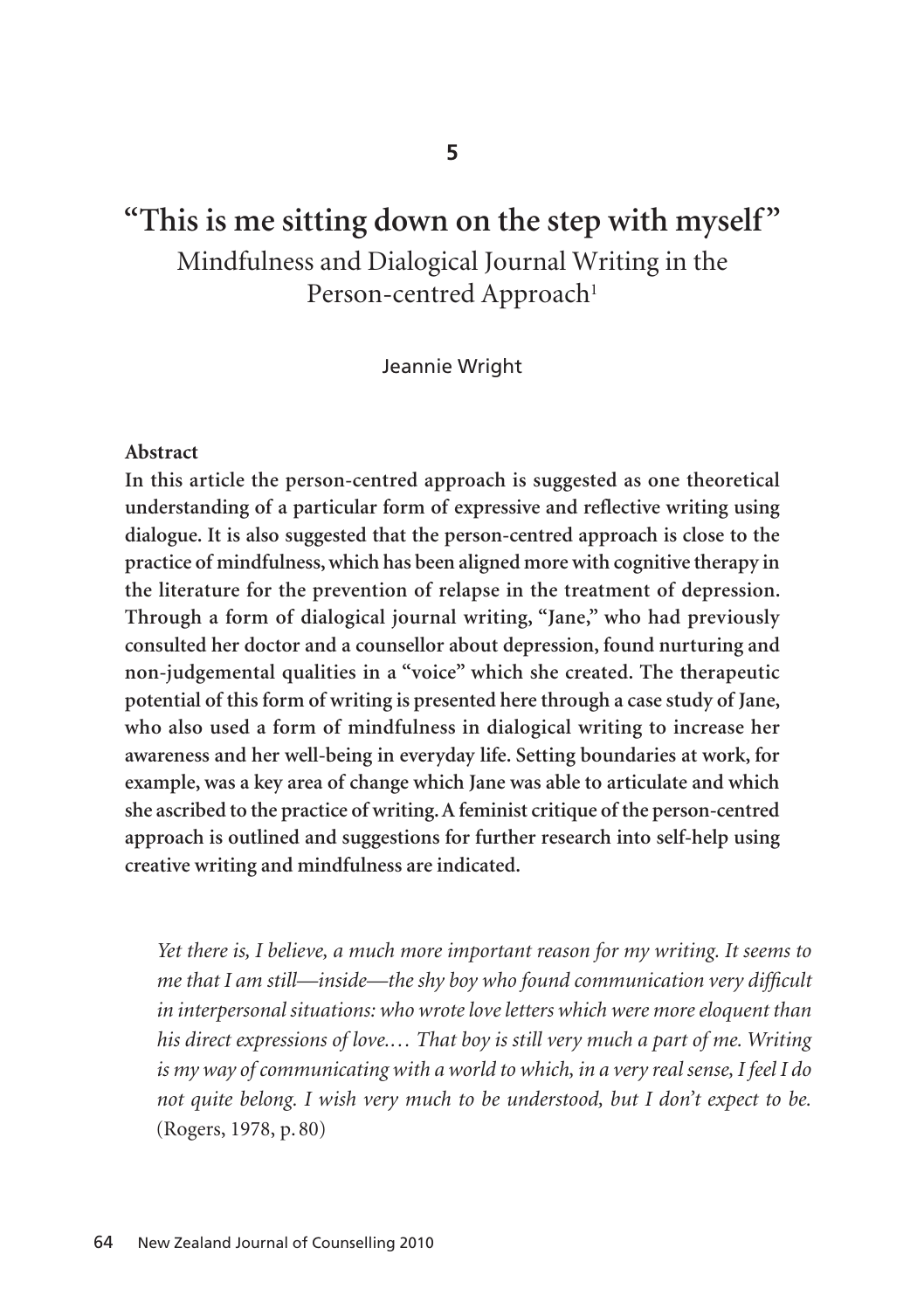5

# "This is me sitting down on the step with myself"

## Mindfulness and Dialogical Journal Writing in the Person-centred Approach[1]

Jeannie Wright

**Abstract**

**In this article the person-centred approach is suggested as one theoretical understanding of a particular form of expressive and reflective writing using dialogue. It is also suggested that the person-centred approach is close to the practice of mindfulness, which has been aligned more with cognitive therapy in the literature for the prevention of relapse in the treatment of depression. Through a form of dialogical journal writing, "Jane," who had previously consulted her doctor and a counsellor about depression, found nurturing and non-judgemental qualities in a "voice" which she created. The therapeutic potential of this form of writing is presented here through a case study of Jane, who also used a form of mindfulness in dialogical writing to increase her awareness and her well-being in everyday life. Setting boundaries at work, for example, was a key area of change which Jane was able to articulate and which she ascribed to the practice of writing. A feminist critique of the person-centred approach is outlined and suggestions for further research into self-help using creative writing and mindfulness are indicated.**

> *Yet there is, I believe, a much more important reason for my writing. It seems to me that I am still—inside—the shy boy who found communication very difficult in interpersonal situations: who wrote love letters which were more eloquent than his direct expressions of love.… That boy is still very much a part of me. Writing is my way of communicating with a world to which, in a very real sense, I feel I do not quite belong. I wish very much to be understood, but I don't expect to be.* (Rogers, 1978, p. 80)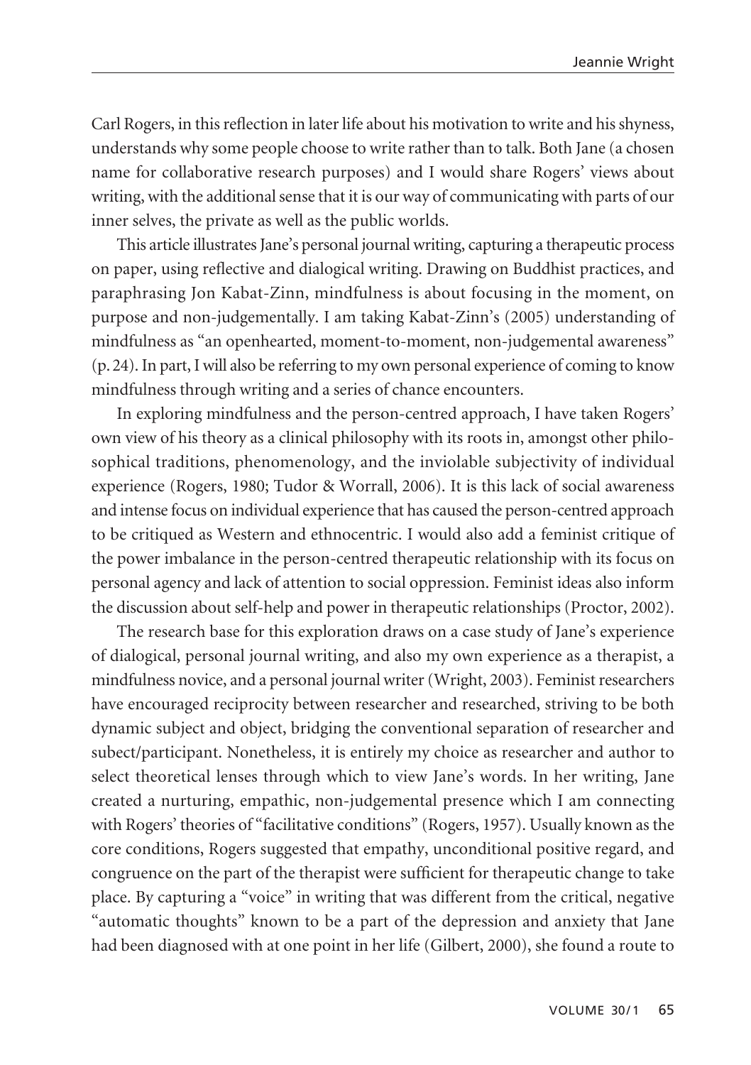Carl Rogers, in this reflection in later life about his motivation to write and his shyness, understands why some people choose to write rather than to talk. Both Jane (a chosen name for collaborative research purposes) and I would share Rogers' views about writing, with the additional sense that it is our way of communicating with parts of our inner selves, the private as well as the public worlds.

This article illustrates Jane's personal journal writing, capturing a therapeutic process on paper, using reflective and dialogical writing. Drawing on Buddhist practices, and paraphrasing Jon Kabat-Zinn, mindfulness is about focusing in the moment, on purpose and non-judgementally. I am taking Kabat-Zinn's (2005) understanding of mindfulness as "an openhearted, moment-to-moment, non-judgemental awareness" (p. 24). In part, I will also be referring to my own personal experience of coming to know mindfulness through writing and a series of chance encounters.

In exploring mindfulness and the person-centred approach, I have taken Rogers' own view of his theory as a clinical philosophy with its roots in, amongst other philosophical traditions, phenomenology, and the inviolable subjectivity of individual experience (Rogers, 1980; Tudor & Worrall, 2006). It is this lack of social awareness and intense focus on individual experience that has caused the person-centred approach to be critiqued as Western and ethnocentric. I would also add a feminist critique of the power imbalance in the person-centred therapeutic relationship with its focus on personal agency and lack of attention to social oppression. Feminist ideas also inform the discussion about self-help and power in therapeutic relationships (Proctor, 2002).

The research base for this exploration draws on a case study of Jane's experience of dialogical, personal journal writing, and also my own experience as a therapist, a mindfulness novice, and a personal journal writer (Wright, 2003). Feminist researchers have encouraged reciprocity between researcher and researched, striving to be both dynamic subject and object, bridging the conventional separation of researcher and subect/participant. Nonetheless, it is entirely my choice as researcher and author to select theoretical lenses through which to view Jane's words. In her writing, Jane created a nurturing, empathic, non-judgemental presence which I am connecting with Rogers' theories of "facilitative conditions" (Rogers, 1957). Usually known as the core conditions, Rogers suggested that empathy, unconditional positive regard, and congruence on the part of the therapist were sufficient for therapeutic change to take place. By capturing a "voice" in writing that was different from the critical, negative "automatic thoughts" known to be a part of the depression and anxiety that Jane had been diagnosed with at one point in her life (Gilbert, 2000), she found a route to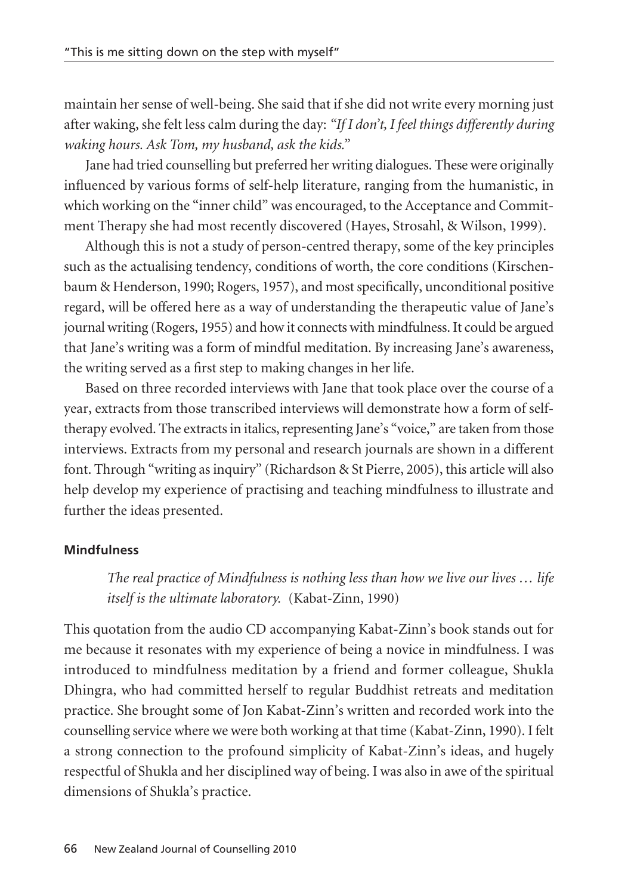maintain her sense of well-being. She said that if she did not write every morning just after waking, she felt less calm during the day: *"If I don't, I feel things differently during waking hours. Ask Tom, my husband, ask the kids."*

Jane had tried counselling but preferred her writing dialogues. These were originally influenced by various forms of self-help literature, ranging from the humanistic, in which working on the "inner child" was encouraged, to the Acceptance and Commitment Therapy she had most recently discovered (Hayes, Strosahl, & Wilson, 1999).

Although this is not a study of person-centred therapy, some of the key principles such as the actualising tendency, conditions of worth, the core conditions (Kirschenbaum & Henderson, 1990; Rogers, 1957), and most specifically, unconditional positive regard, will be offered here as a way of understanding the therapeutic value of Jane's journal writing (Rogers, 1955) and how it connects with mindfulness. It could be argued that Jane's writing was a form of mindful meditation. By increasing Jane's awareness, the writing served as a first step to making changes in her life.

Based on three recorded interviews with Jane that took place over the course of a year, extracts from those transcribed interviews will demonstrate how a form of self-therapy evolved. The extracts in italics, representing Jane's "voice," are taken from those interviews. Extracts from my personal and research journals are shown in a different font. Through "writing as inquiry" (Richardson & St Pierre, 2005), this article will also help develop my experience of practising and teaching mindfulness to illustrate and further the ideas presented.

### Mindfulness

> *The real practice of Mindfulness is nothing less than how we live our lives … life itself is the ultimate laboratory.* (Kabat-Zinn, 1990)

This quotation from the audio CD accompanying Kabat-Zinn's book stands out for me because it resonates with my experience of being a novice in mindfulness. I was introduced to mindfulness meditation by a friend and former colleague, Shukla Dhingra, who had committed herself to regular Buddhist retreats and meditation practice. She brought some of Jon Kabat-Zinn's written and recorded work into the counselling service where we were both working at that time (Kabat-Zinn, 1990). I felt a strong connection to the profound simplicity of Kabat-Zinn's ideas, and hugely respectful of Shukla and her disciplined way of being. I was also in awe of the spiritual dimensions of Shukla's practice.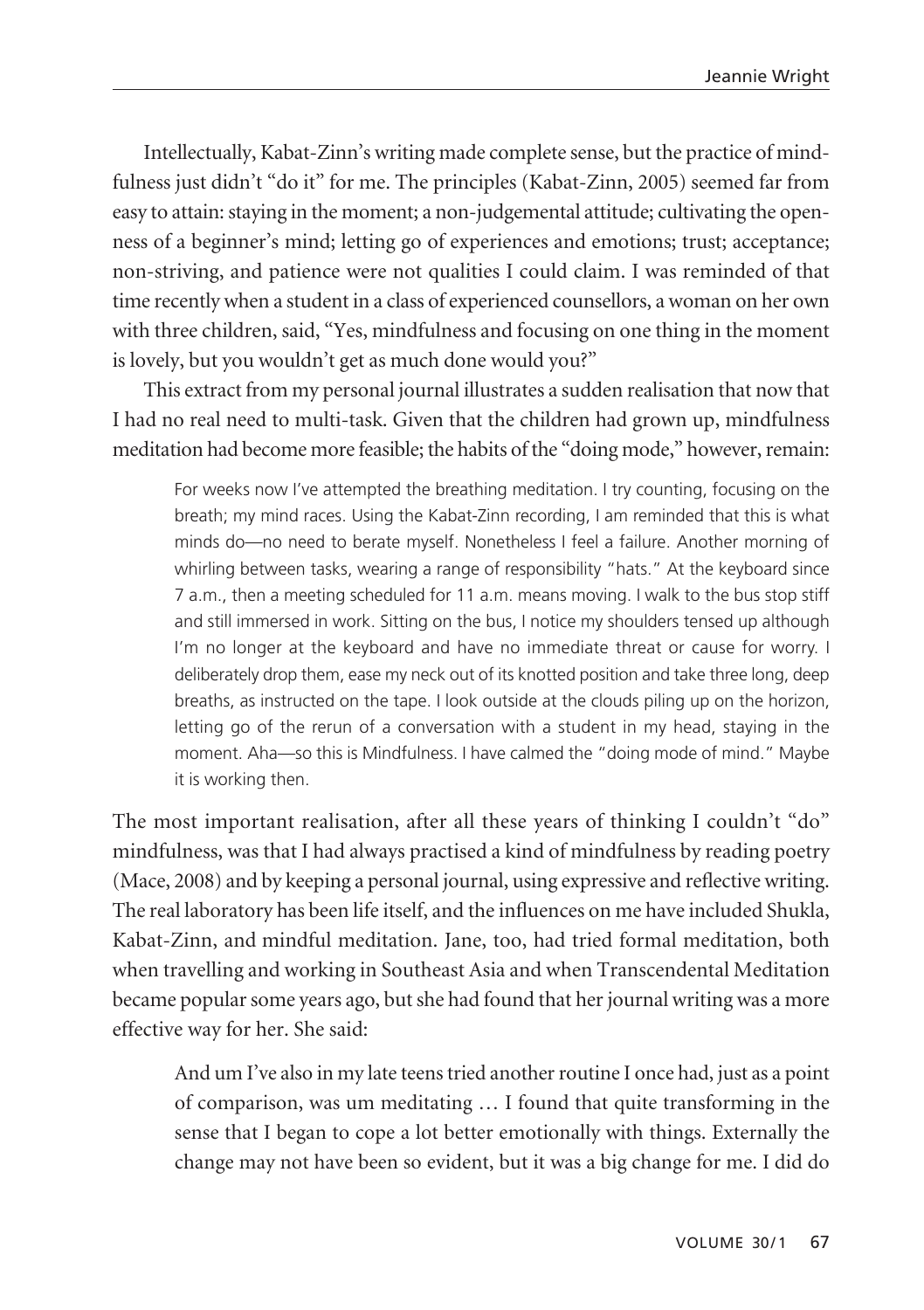Intellectually, Kabat-Zinn's writing made complete sense, but the practice of mindfulness just didn't "do it" for me. The principles (Kabat-Zinn, 2005) seemed far from easy to attain: staying in the moment; a non-judgemental attitude; cultivating the openness of a beginner's mind; letting go of experiences and emotions; trust; acceptance; non-striving, and patience were not qualities I could claim. I was reminded of that time recently when a student in a class of experienced counsellors, a woman on her own with three children, said, "Yes, mindfulness and focusing on one thing in the moment is lovely, but you wouldn't get as much done would you?"

This extract from my personal journal illustrates a sudden realisation that now that I had no real need to multi-task. Given that the children had grown up, mindfulness meditation had become more feasible; the habits of the "doing mode," however, remain:

> For weeks now I've attempted the breathing meditation. I try counting, focusing on the breath; my mind races. Using the Kabat-Zinn recording, I am reminded that this is what minds do—no need to berate myself. Nonetheless I feel a failure. Another morning of whirling between tasks, wearing a range of responsibility "hats." At the keyboard since 7 a.m., then a meeting scheduled for 11 a.m. means moving. I walk to the bus stop stiff and still immersed in work. Sitting on the bus, I notice my shoulders tensed up although I'm no longer at the keyboard and have no immediate threat or cause for worry. I deliberately drop them, ease my neck out of its knotted position and take three long, deep breaths, as instructed on the tape. I look outside at the clouds piling up on the horizon, letting go of the rerun of a conversation with a student in my head, staying in the moment. Aha—so this is Mindfulness. I have calmed the "doing mode of mind." Maybe it is working then.

The most important realisation, after all these years of thinking I couldn't "do" mindfulness, was that I had always practised a kind of mindfulness by reading poetry (Mace, 2008) and by keeping a personal journal, using expressive and reflective writing. The real laboratory has been life itself, and the influences on me have included Shukla, Kabat-Zinn, and mindful meditation. Jane, too, had tried formal meditation, both when travelling and working in Southeast Asia and when Transcendental Meditation became popular some years ago, but she had found that her journal writing was a more effective way for her. She said:

> And um I've also in my late teens tried another routine I once had, just as a point of comparison, was um meditating … I found that quite transforming in the sense that I began to cope a lot better emotionally with things. Externally the change may not have been so evident, but it was a big change for me. I did do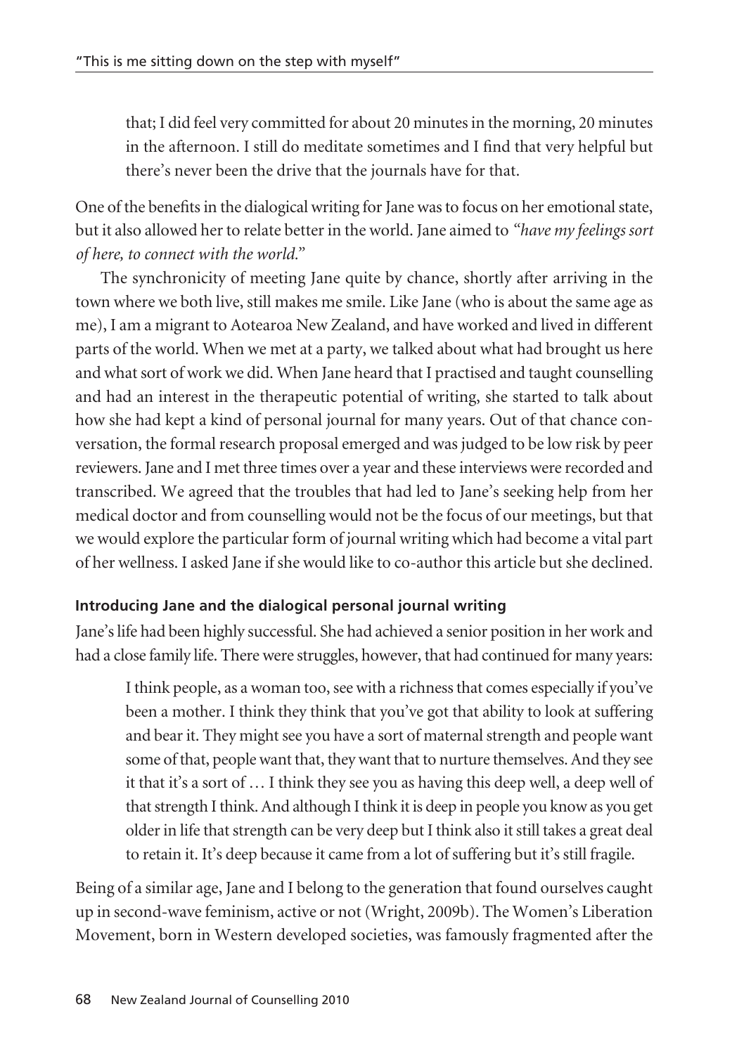that; I did feel very committed for about 20 minutes in the morning, 20 minutes in the afternoon. I still do meditate sometimes and I find that very helpful but there's never been the drive that the journals have for that.

One of the benefits in the dialogical writing for Jane was to focus on her emotional state, but it also allowed her to relate better in the world. Jane aimed to *"have my feelings sort of here, to connect with the world."*

The synchronicity of meeting Jane quite by chance, shortly after arriving in the town where we both live, still makes me smile. Like Jane (who is about the same age as me), I am a migrant to Aotearoa New Zealand, and have worked and lived in different parts of the world. When we met at a party, we talked about what had brought us here and what sort of work we did. When Jane heard that I practised and taught counselling and had an interest in the therapeutic potential of writing, she started to talk about how she had kept a kind of personal journal for many years. Out of that chance conversation, the formal research proposal emerged and was judged to be low risk by peer reviewers. Jane and I met three times over a year and these interviews were recorded and transcribed. We agreed that the troubles that had led to Jane's seeking help from her medical doctor and from counselling would not be the focus of our meetings, but that we would explore the particular form of journal writing which had become a vital part of her wellness. I asked Jane if she would like to co-author this article but she declined.

### Introducing Jane and the dialogical personal journal writing

Jane's life had been highly successful. She had achieved a senior position in her work and had a close family life. There were struggles, however, that had continued for many years:

> I think people, as a woman too, see with a richness that comes especially if you've been a mother. I think they think that you've got that ability to look at suffering and bear it. They might see you have a sort of maternal strength and people want some of that, people want that, they want that to nurture themselves. And they see it that it's a sort of … I think they see you as having this deep well, a deep well of that strength I think. And although I think it is deep in people you know as you get older in life that strength can be very deep but I think also it still takes a great deal to retain it. It's deep because it came from a lot of suffering but it's still fragile.

Being of a similar age, Jane and I belong to the generation that found ourselves caught up in second-wave feminism, active or not (Wright, 2009b). The Women's Liberation Movement, born in Western developed societies, was famously fragmented after the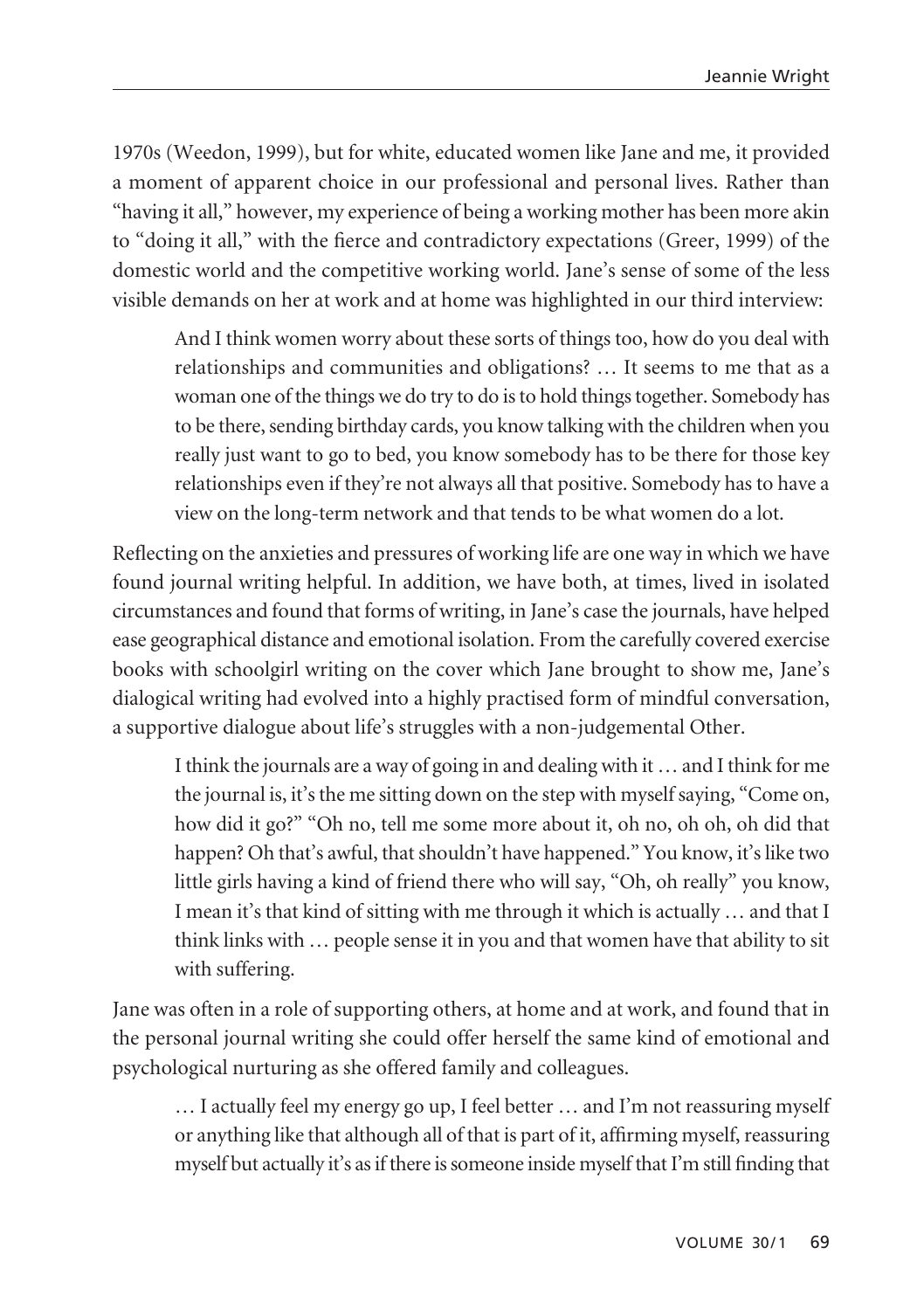1970s (Weedon, 1999), but for white, educated women like Jane and me, it provided a moment of apparent choice in our professional and personal lives. Rather than "having it all," however, my experience of being a working mother has been more akin to "doing it all," with the fierce and contradictory expectations (Greer, 1999) of the domestic world and the competitive working world. Jane's sense of some of the less visible demands on her at work and at home was highlighted in our third interview:

> And I think women worry about these sorts of things too, how do you deal with relationships and communities and obligations? … It seems to me that as a woman one of the things we do try to do is to hold things together. Somebody has to be there, sending birthday cards, you know talking with the children when you really just want to go to bed, you know somebody has to be there for those key relationships even if they're not always all that positive. Somebody has to have a view on the long-term network and that tends to be what women do a lot.

Reflecting on the anxieties and pressures of working life are one way in which we have found journal writing helpful. In addition, we have both, at times, lived in isolated circumstances and found that forms of writing, in Jane's case the journals, have helped ease geographical distance and emotional isolation. From the carefully covered exercise books with schoolgirl writing on the cover which Jane brought to show me, Jane's dialogical writing had evolved into a highly practised form of mindful conversation, a supportive dialogue about life's struggles with a non-judgemental Other.

> I think the journals are a way of going in and dealing with it … and I think for me the journal is, it's the me sitting down on the step with myself saying, "Come on, how did it go?" "Oh no, tell me some more about it, oh no, oh oh, oh did that happen? Oh that's awful, that shouldn't have happened." You know, it's like two little girls having a kind of friend there who will say, "Oh, oh really" you know, I mean it's that kind of sitting with me through it which is actually … and that I think links with … people sense it in you and that women have that ability to sit with suffering.

Jane was often in a role of supporting others, at home and at work, and found that in the personal journal writing she could offer herself the same kind of emotional and psychological nurturing as she offered family and colleagues.

> … I actually feel my energy go up, I feel better … and I'm not reassuring myself or anything like that although all of that is part of it, affirming myself, reassuring myself but actually it's as if there is someone inside myself that I'm still finding that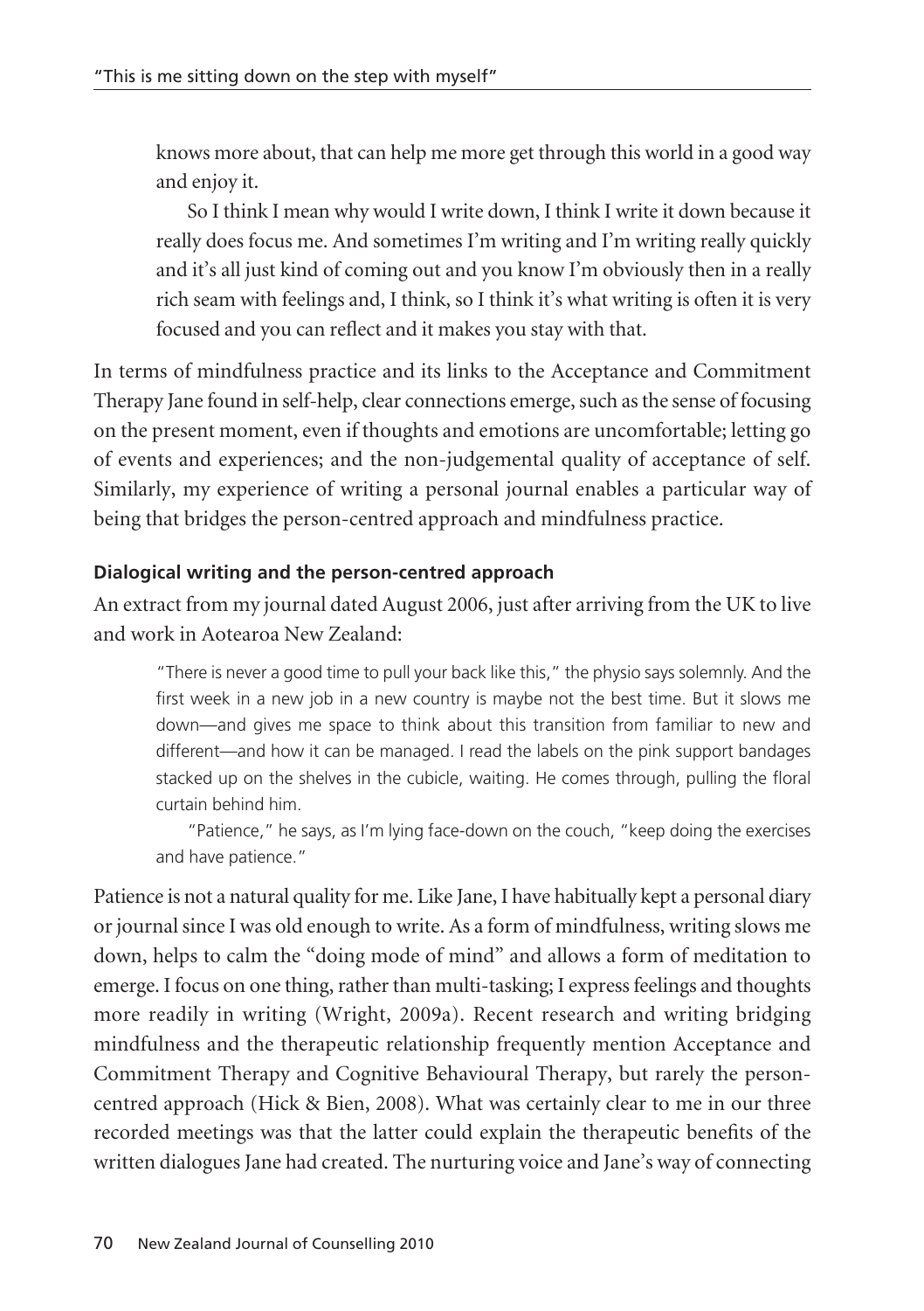> knows more about, that can help me more get through this world in a good way and enjoy it.
>
> So I think I mean why would I write down, I think I write it down because it really does focus me. And sometimes I'm writing and I'm writing really quickly and it's all just kind of coming out and you know I'm obviously then in a really rich seam with feelings and, I think, so I think it's what writing is often it is very focused and you can reflect and it makes you stay with that.

In terms of mindfulness practice and its links to the Acceptance and Commitment Therapy Jane found in self-help, clear connections emerge, such as the sense of focusing on the present moment, even if thoughts and emotions are uncomfortable; letting go of events and experiences; and the non-judgemental quality of acceptance of self. Similarly, my experience of writing a personal journal enables a particular way of being that bridges the person-centred approach and mindfulness practice.

### Dialogical writing and the person-centred approach

An extract from my journal dated August 2006, just after arriving from the UK to live and work in Aotearoa New Zealand:

> "There is never a good time to pull your back like this," the physio says solemnly. And the first week in a new job in a new country is maybe not the best time. But it slows me down—and gives me space to think about this transition from familiar to new and different—and how it can be managed. I read the labels on the pink support bandages stacked up on the shelves in the cubicle, waiting. He comes through, pulling the floral curtain behind him.
>
> "Patience," he says, as I'm lying face-down on the couch, "keep doing the exercises and have patience."

Patience is not a natural quality for me. Like Jane, I have habitually kept a personal diary or journal since I was old enough to write. As a form of mindfulness, writing slows me down, helps to calm the "doing mode of mind" and allows a form of meditation to emerge. I focus on one thing, rather than multi-tasking; I express feelings and thoughts more readily in writing (Wright, 2009a). Recent research and writing bridging mindfulness and the therapeutic relationship frequently mention Acceptance and Commitment Therapy and Cognitive Behavioural Therapy, but rarely the person-centred approach (Hick & Bien, 2008). What was certainly clear to me in our three recorded meetings was that the latter could explain the therapeutic benefits of the written dialogues Jane had created. The nurturing voice and Jane's way of connecting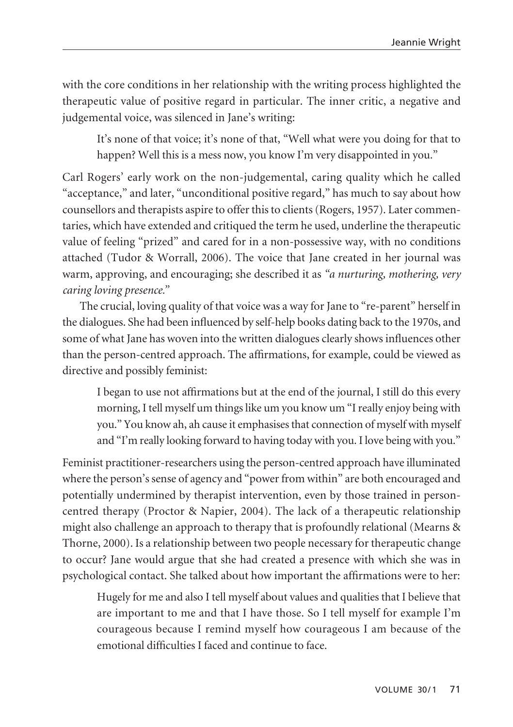with the core conditions in her relationship with the writing process highlighted the therapeutic value of positive regard in particular. The inner critic, a negative and judgemental voice, was silenced in Jane's writing:

> It's none of that voice; it's none of that, "Well what were you doing for that to happen? Well this is a mess now, you know I'm very disappointed in you."

Carl Rogers' early work on the non-judgemental, caring quality which he called "acceptance," and later, "unconditional positive regard," has much to say about how counsellors and therapists aspire to offer this to clients (Rogers, 1957). Later commentaries, which have extended and critiqued the term he used, underline the therapeutic value of feeling "prized" and cared for in a non-possessive way, with no conditions attached (Tudor & Worrall, 2006). The voice that Jane created in her journal was warm, approving, and encouraging; she described it as *"a nurturing, mothering, very caring loving presence."*

The crucial, loving quality of that voice was a way for Jane to "re-parent" herself in the dialogues. She had been influenced by self-help books dating back to the 1970s, and some of what Jane has woven into the written dialogues clearly shows influences other than the person-centred approach. The affirmations, for example, could be viewed as directive and possibly feminist:

> I began to use not affirmations but at the end of the journal, I still do this every morning, I tell myself um things like um you know um "I really enjoy being with you." You know ah, ah cause it emphasises that connection of myself with myself and "I'm really looking forward to having today with you. I love being with you."

Feminist practitioner-researchers using the person-centred approach have illuminated where the person's sense of agency and "power from within" are both encouraged and potentially undermined by therapist intervention, even by those trained in person-centred therapy (Proctor & Napier, 2004). The lack of a therapeutic relationship might also challenge an approach to therapy that is profoundly relational (Mearns & Thorne, 2000). Is a relationship between two people necessary for therapeutic change to occur? Jane would argue that she had created a presence with which she was in psychological contact. She talked about how important the affirmations were to her:

> Hugely for me and also I tell myself about values and qualities that I believe that are important to me and that I have those. So I tell myself for example I'm courageous because I remind myself how courageous I am because of the emotional difficulties I faced and continue to face.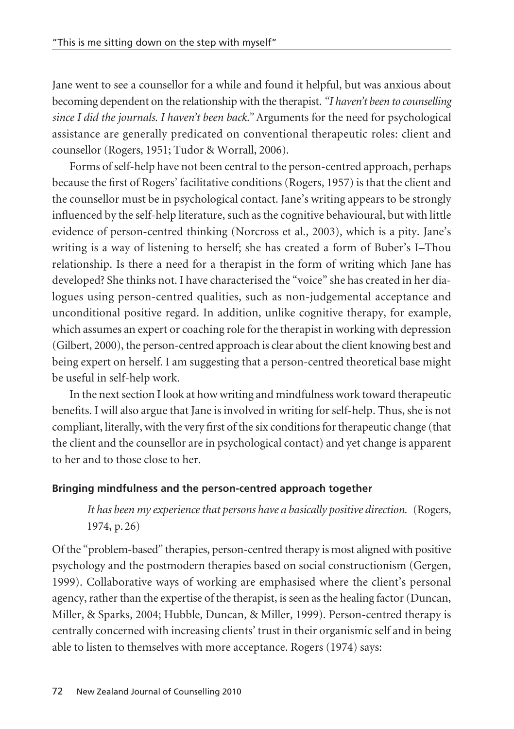Jane went to see a counsellor for a while and found it helpful, but was anxious about becoming dependent on the relationship with the therapist. *"I haven't been to counselling since I did the journals. I haven't been back."* Arguments for the need for psychological assistance are generally predicated on conventional therapeutic roles: client and counsellor (Rogers, 1951; Tudor & Worrall, 2006).

Forms of self-help have not been central to the person-centred approach, perhaps because the first of Rogers' facilitative conditions (Rogers, 1957) is that the client and the counsellor must be in psychological contact. Jane's writing appears to be strongly influenced by the self-help literature, such as the cognitive behavioural, but with little evidence of person-centred thinking (Norcross et al., 2003), which is a pity. Jane's writing is a way of listening to herself; she has created a form of Buber's I–Thou relationship. Is there a need for a therapist in the form of writing which Jane has developed? She thinks not. I have characterised the "voice" she has created in her dialogues using person-centred qualities, such as non-judgemental acceptance and unconditional positive regard. In addition, unlike cognitive therapy, for example, which assumes an expert or coaching role for the therapist in working with depression (Gilbert, 2000), the person-centred approach is clear about the client knowing best and being expert on herself. I am suggesting that a person-centred theoretical base might be useful in self-help work.

In the next section I look at how writing and mindfulness work toward therapeutic benefits. I will also argue that Jane is involved in writing for self-help. Thus, she is not compliant, literally, with the very first of the six conditions for therapeutic change (that the client and the counsellor are in psychological contact) and yet change is apparent to her and to those close to her.

### Bringing mindfulness and the person-centred approach together

> *It has been my experience that persons have a basically positive direction.* (Rogers, 1974, p. 26)

Of the "problem-based" therapies, person-centred therapy is most aligned with positive psychology and the postmodern therapies based on social constructionism (Gergen, 1999). Collaborative ways of working are emphasised where the client's personal agency, rather than the expertise of the therapist, is seen as the healing factor (Duncan, Miller, & Sparks, 2004; Hubble, Duncan, & Miller, 1999). Person-centred therapy is centrally concerned with increasing clients' trust in their organismic self and in being able to listen to themselves with more acceptance. Rogers (1974) says: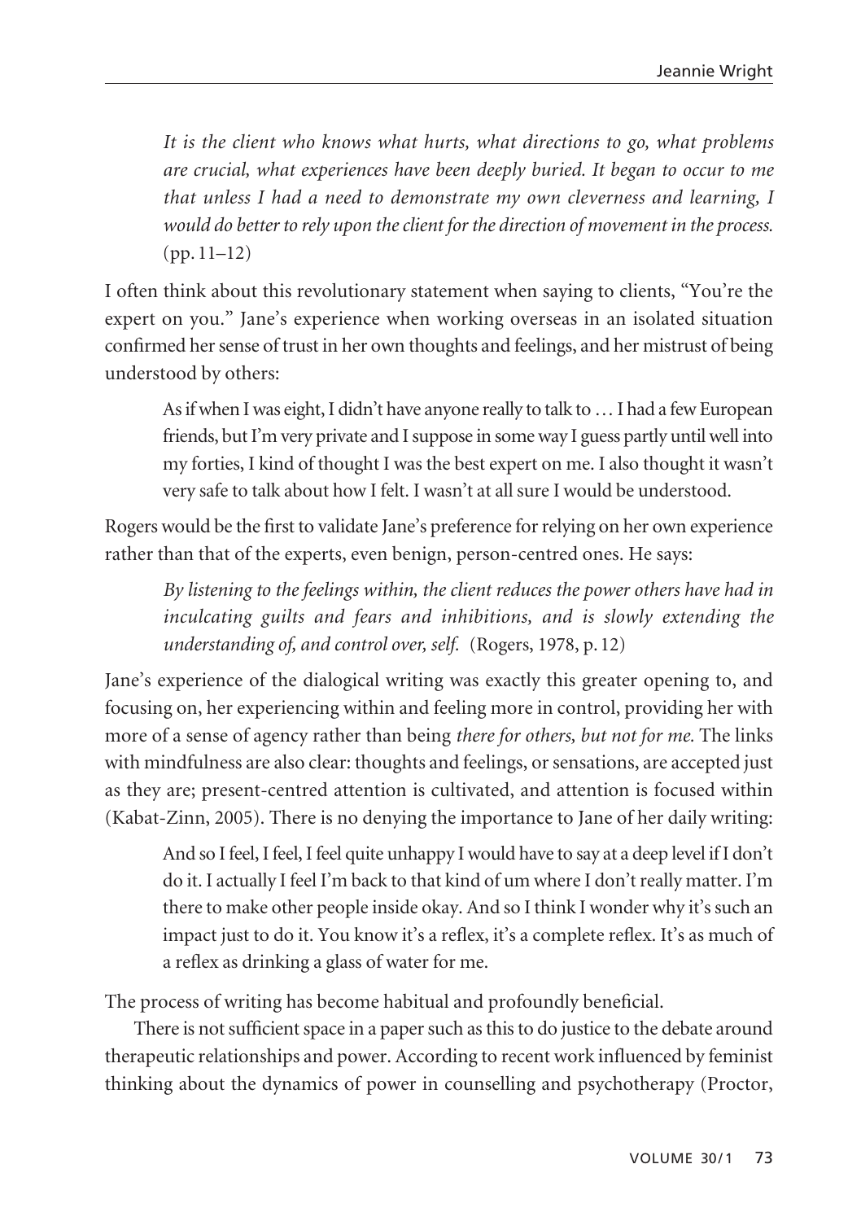> *It is the client who knows what hurts, what directions to go, what problems are crucial, what experiences have been deeply buried. It began to occur to me that unless I had a need to demonstrate my own cleverness and learning, I would do better to rely upon the client for the direction of movement in the process.* (pp. 11–12)

I often think about this revolutionary statement when saying to clients, "You're the expert on you." Jane's experience when working overseas in an isolated situation confirmed her sense of trust in her own thoughts and feelings, and her mistrust of being understood by others:

> As if when I was eight, I didn't have anyone really to talk to … I had a few European friends, but I'm very private and I suppose in some way I guess partly until well into my forties, I kind of thought I was the best expert on me. I also thought it wasn't very safe to talk about how I felt. I wasn't at all sure I would be understood.

Rogers would be the first to validate Jane's preference for relying on her own experience rather than that of the experts, even benign, person-centred ones. He says:

> *By listening to the feelings within, the client reduces the power others have had in inculcating guilts and fears and inhibitions, and is slowly extending the understanding of, and control over, self.* (Rogers, 1978, p. 12)

Jane's experience of the dialogical writing was exactly this greater opening to, and focusing on, her experiencing within and feeling more in control, providing her with more of a sense of agency rather than being *there for others, but not for me.* The links with mindfulness are also clear: thoughts and feelings, or sensations, are accepted just as they are; present-centred attention is cultivated, and attention is focused within (Kabat-Zinn, 2005). There is no denying the importance to Jane of her daily writing:

> And so I feel, I feel, I feel quite unhappy I would have to say at a deep level if I don't do it. I actually I feel I'm back to that kind of um where I don't really matter. I'm there to make other people inside okay. And so I think I wonder why it's such an impact just to do it. You know it's a reflex, it's a complete reflex. It's as much of a reflex as drinking a glass of water for me.

The process of writing has become habitual and profoundly beneficial.

There is not sufficient space in a paper such as this to do justice to the debate around therapeutic relationships and power. According to recent work influenced by feminist thinking about the dynamics of power in counselling and psychotherapy (Proctor,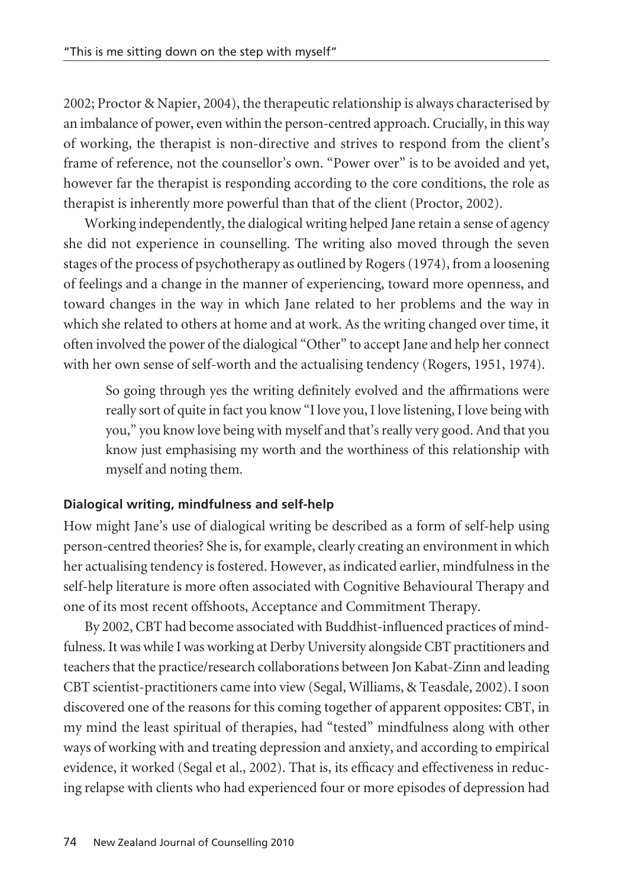2002; Proctor & Napier, 2004), the therapeutic relationship is always characterised by an imbalance of power, even within the person-centred approach. Crucially, in this way of working, the therapist is non-directive and strives to respond from the client's frame of reference, not the counsellor's own. "Power over" is to be avoided and yet, however far the therapist is responding according to the core conditions, the role as therapist is inherently more powerful than that of the client (Proctor, 2002).

Working independently, the dialogical writing helped Jane retain a sense of agency she did not experience in counselling. The writing also moved through the seven stages of the process of psychotherapy as outlined by Rogers (1974), from a loosening of feelings and a change in the manner of experiencing, toward more openness, and toward changes in the way in which Jane related to her problems and the way in which she related to others at home and at work. As the writing changed over time, it often involved the power of the dialogical "Other" to accept Jane and help her connect with her own sense of self-worth and the actualising tendency (Rogers, 1951, 1974).

> So going through yes the writing definitely evolved and the affirmations were really sort of quite in fact you know "I love you, I love listening, I love being with you," you know love being with myself and that's really very good. And that you know just emphasising my worth and the worthiness of this relationship with myself and noting them.

### Dialogical writing, mindfulness and self-help

How might Jane's use of dialogical writing be described as a form of self-help using person-centred theories? She is, for example, clearly creating an environment in which her actualising tendency is fostered. However, as indicated earlier, mindfulness in the self-help literature is more often associated with Cognitive Behavioural Therapy and one of its most recent offshoots, Acceptance and Commitment Therapy.

By 2002, CBT had become associated with Buddhist-influenced practices of mindfulness. It was while I was working at Derby University alongside CBT practitioners and teachers that the practice/research collaborations between Jon Kabat-Zinn and leading CBT scientist-practitioners came into view (Segal, Williams, & Teasdale, 2002). I soon discovered one of the reasons for this coming together of apparent opposites: CBT, in my mind the least spiritual of therapies, had "tested" mindfulness along with other ways of working with and treating depression and anxiety, and according to empirical evidence, it worked (Segal et al., 2002). That is, its efficacy and effectiveness in reducing relapse with clients who had experienced four or more episodes of depression had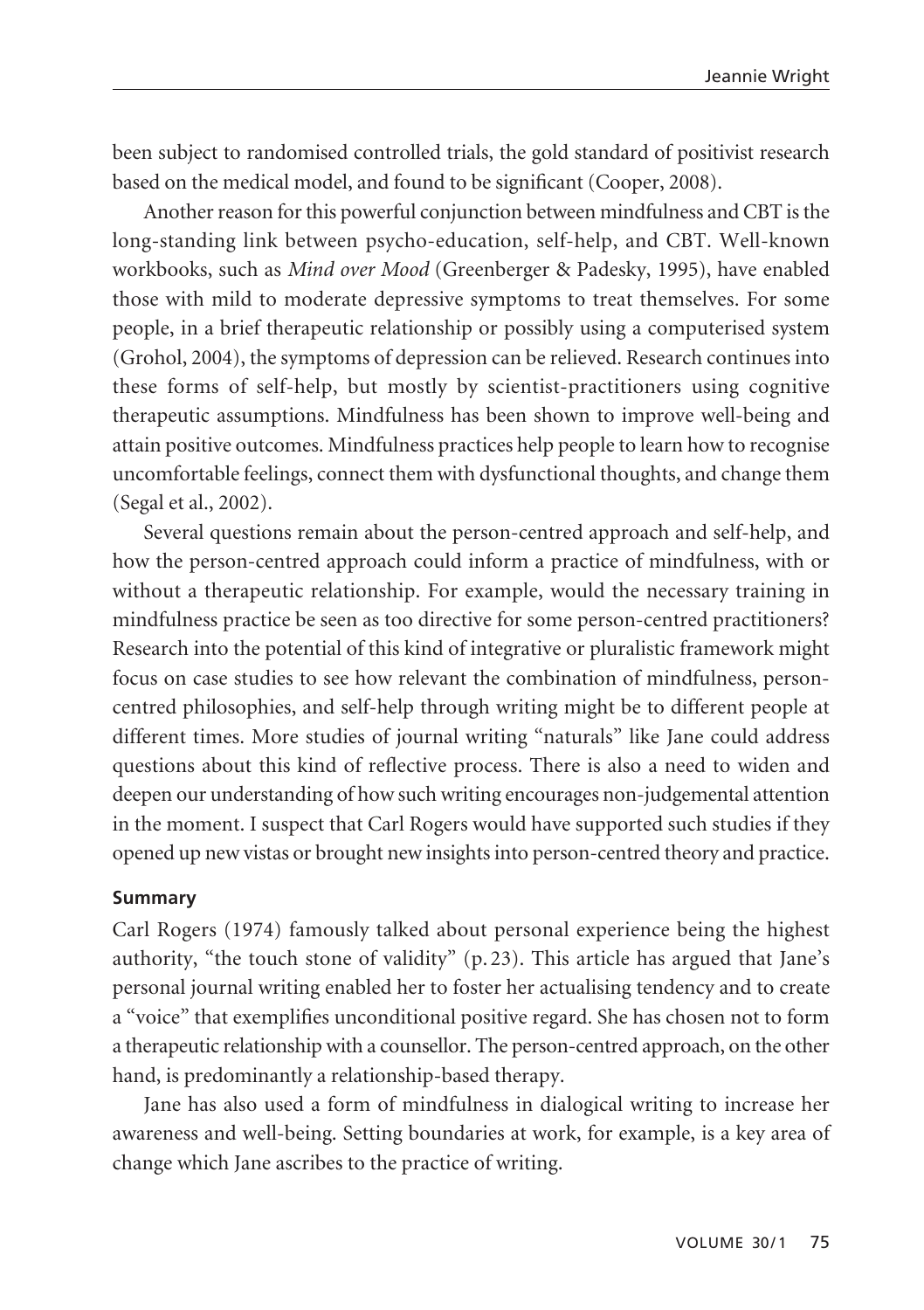been subject to randomised controlled trials, the gold standard of positivist research based on the medical model, and found to be significant (Cooper, 2008).

Another reason for this powerful conjunction between mindfulness and CBT is the long-standing link between psycho-education, self-help, and CBT. Well-known workbooks, such as *Mind over Mood* (Greenberger & Padesky, 1995), have enabled those with mild to moderate depressive symptoms to treat themselves. For some people, in a brief therapeutic relationship or possibly using a computerised system (Grohol, 2004), the symptoms of depression can be relieved. Research continues into these forms of self-help, but mostly by scientist-practitioners using cognitive therapeutic assumptions. Mindfulness has been shown to improve well-being and attain positive outcomes. Mindfulness practices help people to learn how to recognise uncomfortable feelings, connect them with dysfunctional thoughts, and change them (Segal et al., 2002).

Several questions remain about the person-centred approach and self-help, and how the person-centred approach could inform a practice of mindfulness, with or without a therapeutic relationship. For example, would the necessary training in mindfulness practice be seen as too directive for some person-centred practitioners? Research into the potential of this kind of integrative or pluralistic framework might focus on case studies to see how relevant the combination of mindfulness, person-centred philosophies, and self-help through writing might be to different people at different times. More studies of journal writing "naturals" like Jane could address questions about this kind of reflective process. There is also a need to widen and deepen our understanding of how such writing encourages non-judgemental attention in the moment. I suspect that Carl Rogers would have supported such studies if they opened up new vistas or brought new insights into person-centred theory and practice.

## Summary

Carl Rogers (1974) famously talked about personal experience being the highest authority, "the touch stone of validity" (p. 23). This article has argued that Jane's personal journal writing enabled her to foster her actualising tendency and to create a "voice" that exemplifies unconditional positive regard. She has chosen not to form a therapeutic relationship with a counsellor. The person-centred approach, on the other hand, is predominantly a relationship-based therapy.

Jane has also used a form of mindfulness in dialogical writing to increase her awareness and well-being. Setting boundaries at work, for example, is a key area of change which Jane ascribes to the practice of writing.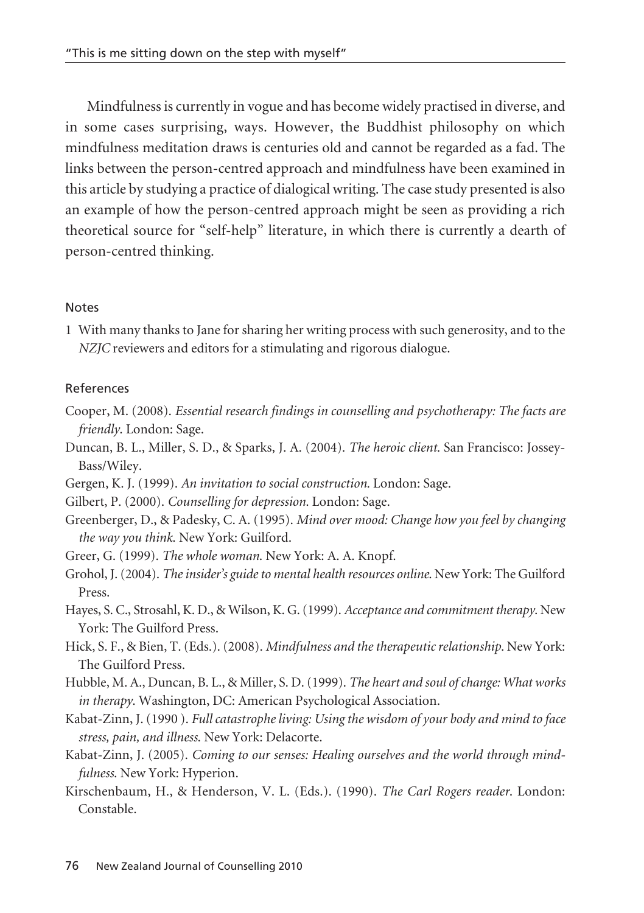Mindfulness is currently in vogue and has become widely practised in diverse, and in some cases surprising, ways. However, the Buddhist philosophy on which mindfulness meditation draws is centuries old and cannot be regarded as a fad. The links between the person-centred approach and mindfulness have been examined in this article by studying a practice of dialogical writing. The case study presented is also an example of how the person-centred approach might be seen as providing a rich theoretical source for "self-help" literature, in which there is currently a dearth of person-centred thinking.

## Notes

1 With many thanks to Jane for sharing her writing process with such generosity, and to the *NZJC* reviewers and editors for a stimulating and rigorous dialogue.

## References

Cooper, M. (2008). *Essential research findings in counselling and psychotherapy: The facts are friendly*. London: Sage.

Duncan, B. L., Miller, S. D., & Sparks, J. A. (2004). *The heroic client*. San Francisco: Jossey-Bass/Wiley.

Gergen, K. J. (1999). *An invitation to social construction*. London: Sage.

Gilbert, P. (2000). *Counselling for depression*. London: Sage.

Greenberger, D., & Padesky, C. A. (1995). *Mind over mood: Change how you feel by changing the way you think*. New York: Guilford.

Greer, G. (1999). *The whole woman*. New York: A. A. Knopf.

Grohol, J. (2004). *The insider's guide to mental health resources online*. New York: The Guilford Press.

Hayes, S. C., Strosahl, K. D., & Wilson, K. G. (1999). *Acceptance and commitment therapy*. New York: The Guilford Press.

Hick, S. F., & Bien, T. (Eds.). (2008). *Mindfulness and the therapeutic relationship*. New York: The Guilford Press.

Hubble, M. A., Duncan, B. L., & Miller, S. D. (1999). *The heart and soul of change: What works in therapy*. Washington, DC: American Psychological Association.

Kabat-Zinn, J. (1990 ). *Full catastrophe living: Using the wisdom of your body and mind to face stress, pain, and illness*. New York: Delacorte.

Kabat-Zinn, J. (2005). *Coming to our senses: Healing ourselves and the world through mindfulness*. New York: Hyperion.

Kirschenbaum, H., & Henderson, V. L. (Eds.). (1990). *The Carl Rogers reader*. London: Constable.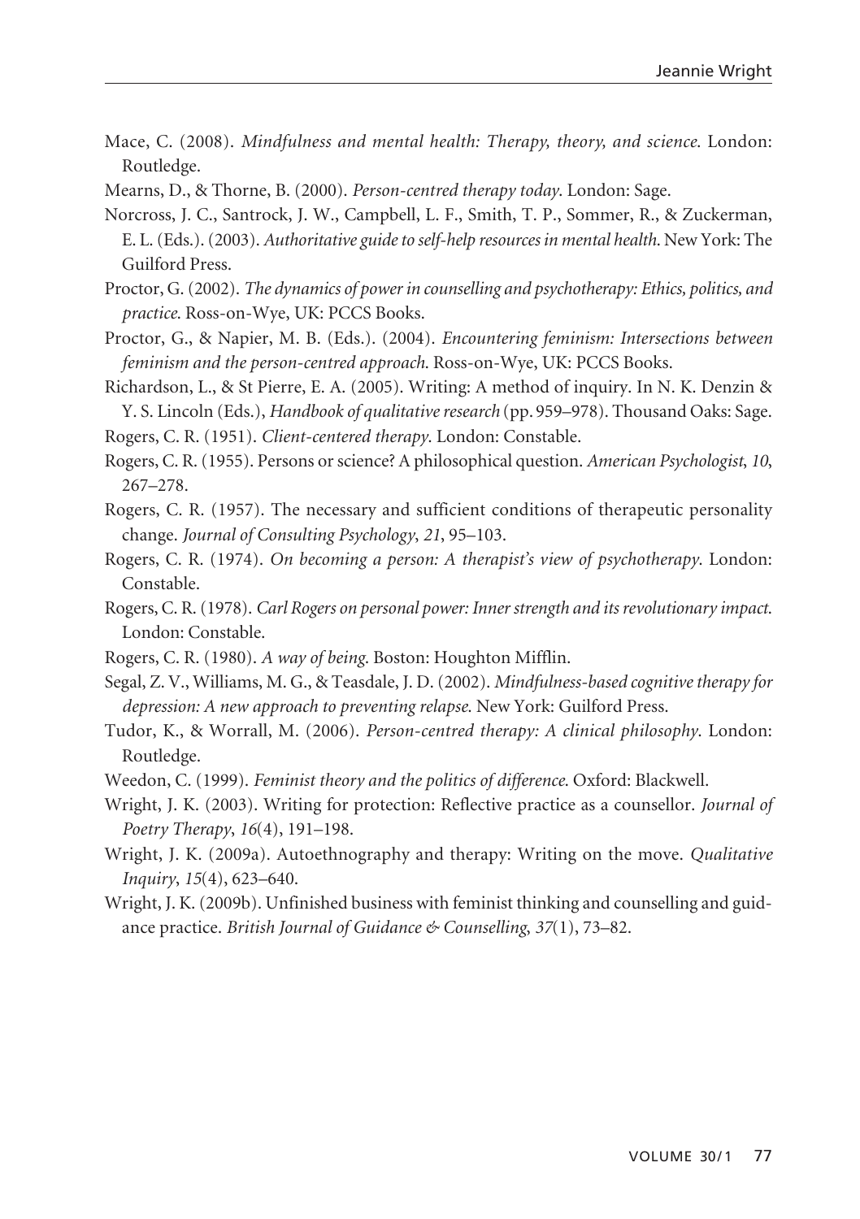Mace, C. (2008). *Mindfulness and mental health: Therapy, theory, and science*. London: Routledge.

Mearns, D., & Thorne, B. (2000). *Person-centred therapy today*. London: Sage.

Norcross, J. C., Santrock, J. W., Campbell, L. F., Smith, T. P., Sommer, R., & Zuckerman, E. L. (Eds.). (2003). *Authoritative guide to self-help resources in mental health*. New York: The Guilford Press.

Proctor, G. (2002). *The dynamics of power in counselling and psychotherapy: Ethics, politics, and practice*. Ross-on-Wye, UK: PCCS Books.

Proctor, G., & Napier, M. B. (Eds.). (2004). *Encountering feminism: Intersections between feminism and the person-centred approach*. Ross-on-Wye, UK: PCCS Books.

Richardson, L., & St Pierre, E. A. (2005). Writing: A method of inquiry. In N. K. Denzin & Y. S. Lincoln (Eds.), *Handbook of qualitative research* (pp. 959–978). Thousand Oaks: Sage.

Rogers, C. R. (1951). *Client-centered therapy*. London: Constable.

Rogers, C. R. (1955). Persons or science? A philosophical question. *American Psychologist*, *10*, 267–278.

Rogers, C. R. (1957). The necessary and sufficient conditions of therapeutic personality change. *Journal of Consulting Psychology*, *21*, 95–103.

Rogers, C. R. (1974). *On becoming a person: A therapist's view of psychotherapy*. London: Constable.

Rogers, C. R. (1978). *Carl Rogers on personal power: Inner strength and its revolutionary impact*. London: Constable.

Rogers, C. R. (1980). *A way of being*. Boston: Houghton Mifflin.

Segal, Z. V., Williams, M. G., & Teasdale, J. D. (2002). *Mindfulness-based cognitive therapy for depression: A new approach to preventing relapse*. New York: Guilford Press.

Tudor, K., & Worrall, M. (2006). *Person-centred therapy: A clinical philosophy*. London: Routledge.

Weedon, C. (1999). *Feminist theory and the politics of difference*. Oxford: Blackwell.

Wright, J. K. (2003). Writing for protection: Reflective practice as a counsellor. *Journal of Poetry Therapy*, *16*(4), 191–198.

Wright, J. K. (2009a). Autoethnography and therapy: Writing on the move. *Qualitative Inquiry*, *15*(4), 623–640.

Wright, J. K. (2009b). Unfinished business with feminist thinking and counselling and guidance practice. *British Journal of Guidance & Counselling*, *37*(1), 73–82.